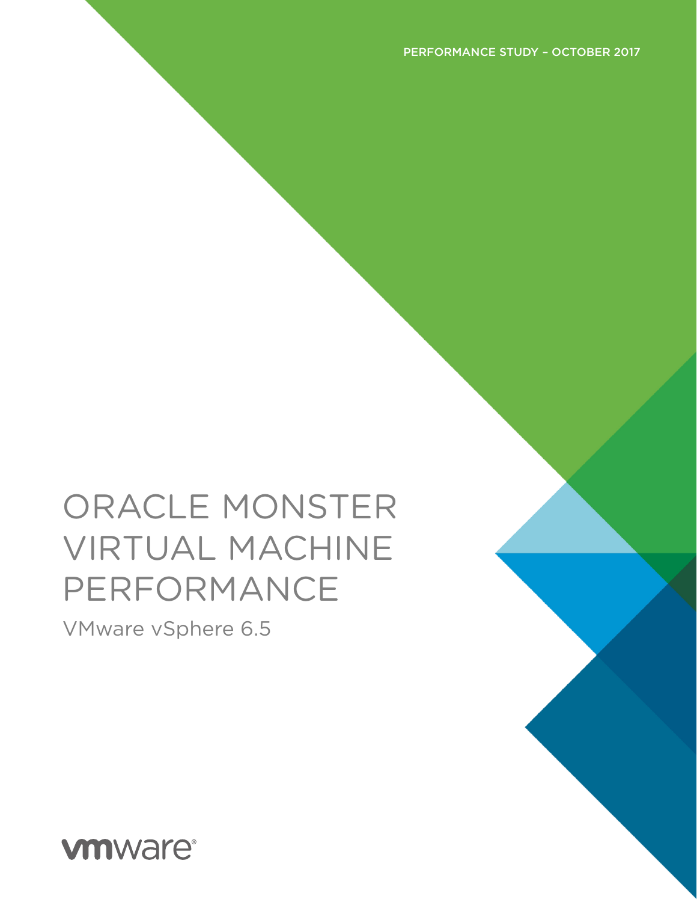PERFORMANCE STUDY – OCTOBER 2017

# ORACLE MONSTER VIRTUAL MACHINE PERFORMANCE

VMware vSphere 6.5

vmware®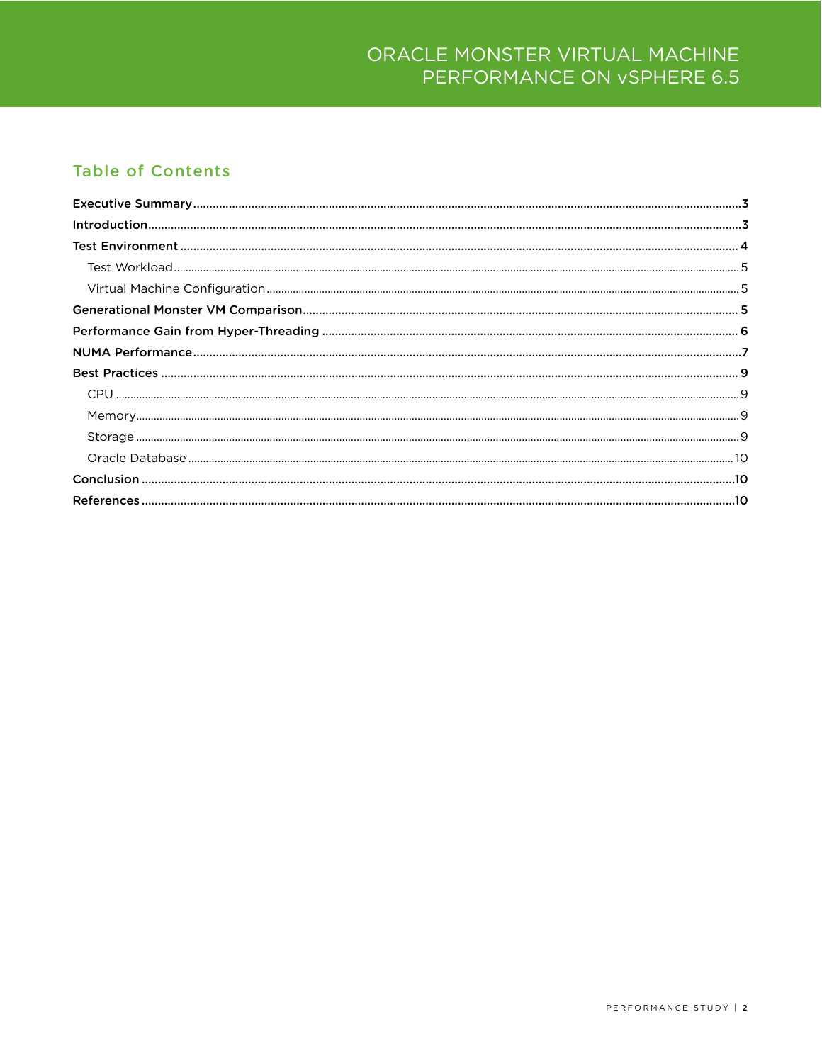## Table of Contents

- **Executive Summary** .......... 3
- **Introduction** .......... 3
- **Test Environment** .......... 4
  - Test Workload .......... 5
  - Virtual Machine Configuration .......... 5
- **Generational Monster VM Comparison** .......... 5
- **Performance Gain from Hyper-Threading** .......... 6
- **NUMA Performance** .......... 7
- **Best Practices** .......... 9
  - CPU .......... 9
  - Memory .......... 9
  - Storage .......... 9
  - Oracle Database .......... 10
- **Conclusion** .......... 10
- **References** .......... 10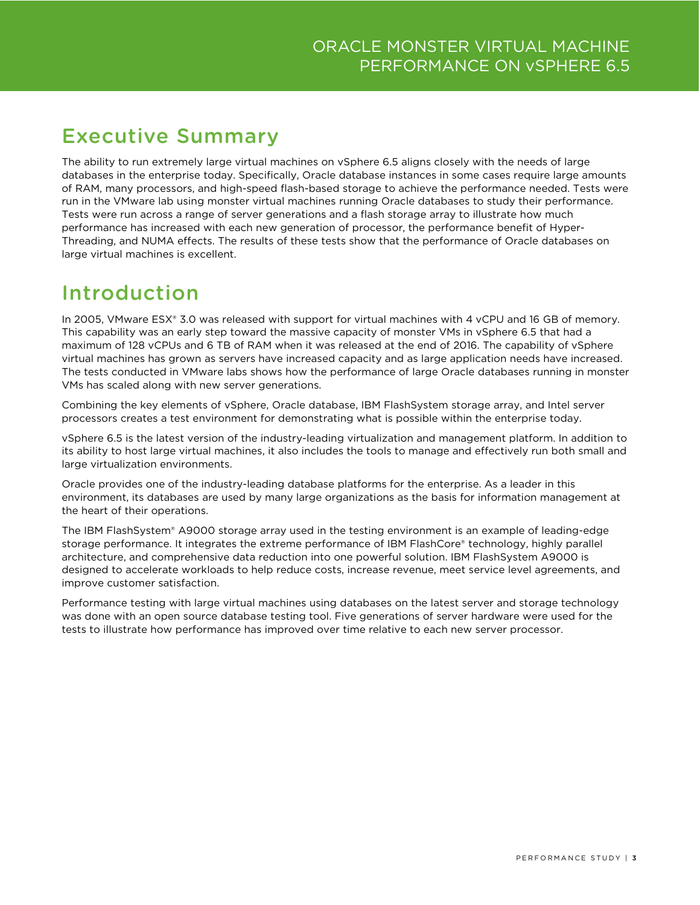## Executive Summary

The ability to run extremely large virtual machines on vSphere 6.5 aligns closely with the needs of large databases in the enterprise today. Specifically, Oracle database instances in some cases require large amounts of RAM, many processors, and high-speed flash-based storage to achieve the performance needed. Tests were run in the VMware lab using monster virtual machines running Oracle databases to study their performance. Tests were run across a range of server generations and a flash storage array to illustrate how much performance has increased with each new generation of processor, the performance benefit of Hyper-Threading, and NUMA effects. The results of these tests show that the performance of Oracle databases on large virtual machines is excellent.

## Introduction

In 2005, VMware ESX® 3.0 was released with support for virtual machines with 4 vCPU and 16 GB of memory. This capability was an early step toward the massive capacity of monster VMs in vSphere 6.5 that had a maximum of 128 vCPUs and 6 TB of RAM when it was released at the end of 2016. The capability of vSphere virtual machines has grown as servers have increased capacity and as large application needs have increased. The tests conducted in VMware labs shows how the performance of large Oracle databases running in monster VMs has scaled along with new server generations.

Combining the key elements of vSphere, Oracle database, IBM FlashSystem storage array, and Intel server processors creates a test environment for demonstrating what is possible within the enterprise today.

vSphere 6.5 is the latest version of the industry-leading virtualization and management platform. In addition to its ability to host large virtual machines, it also includes the tools to manage and effectively run both small and large virtualization environments.

Oracle provides one of the industry-leading database platforms for the enterprise. As a leader in this environment, its databases are used by many large organizations as the basis for information management at the heart of their operations.

The IBM FlashSystem® A9000 storage array used in the testing environment is an example of leading-edge storage performance. It integrates the extreme performance of IBM FlashCore® technology, highly parallel architecture, and comprehensive data reduction into one powerful solution. IBM FlashSystem A9000 is designed to accelerate workloads to help reduce costs, increase revenue, meet service level agreements, and improve customer satisfaction.

Performance testing with large virtual machines using databases on the latest server and storage technology was done with an open source database testing tool. Five generations of server hardware were used for the tests to illustrate how performance has improved over time relative to each new server processor.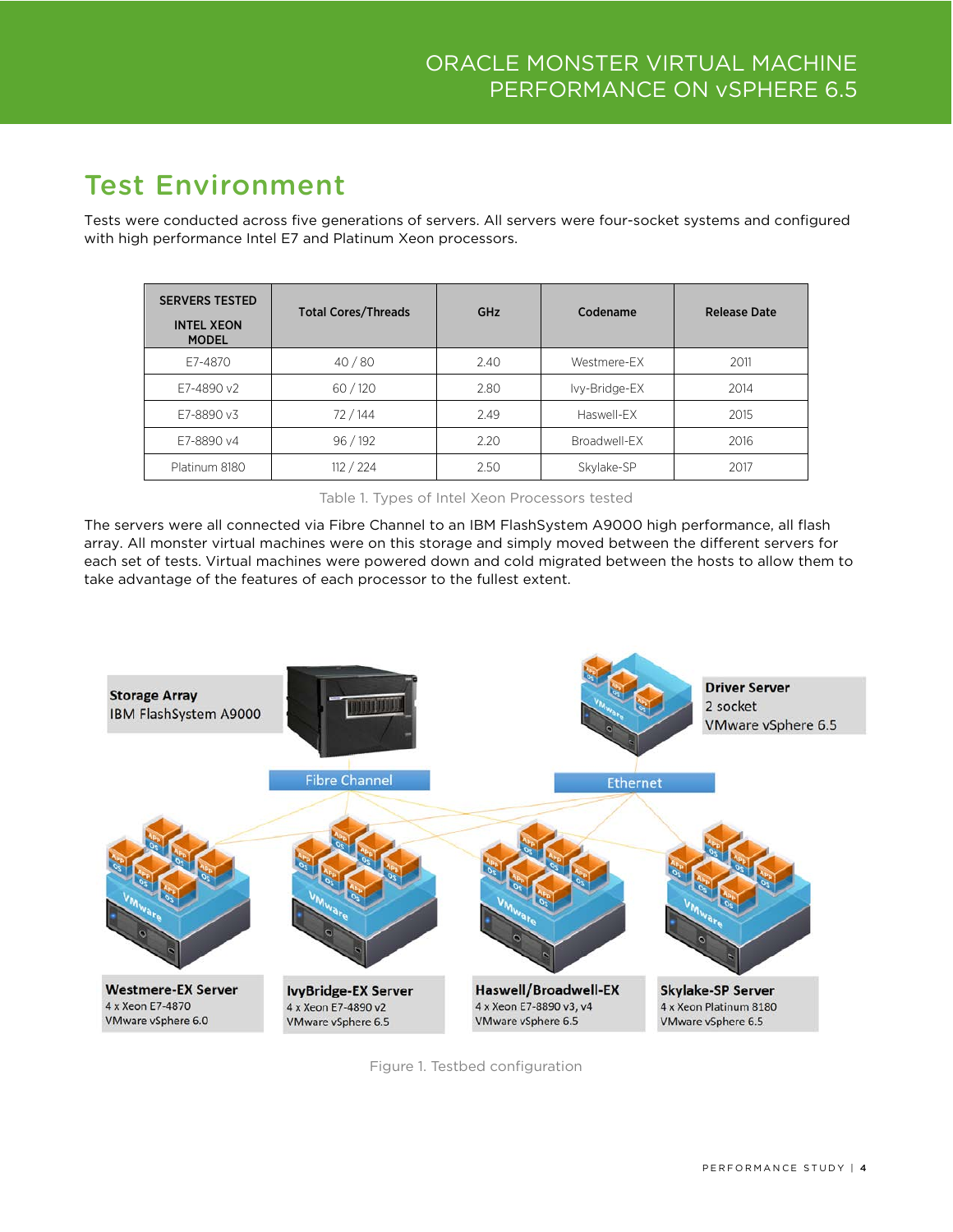## Test Environment

Tests were conducted across five generations of servers. All servers were four-socket systems and configured with high performance Intel E7 and Platinum Xeon processors.

| SERVERS TESTED INTEL XEON MODEL | Total Cores/Threads | GHz | Codename | Release Date |
|---|---|---|---|---|
| E7-4870 | 40 / 80 | 2.40 | Westmere-EX | 2011 |
| E7-4890 v2 | 60 / 120 | 2.80 | Ivy-Bridge-EX | 2014 |
| E7-8890 v3 | 72 / 144 | 2.49 | Haswell-EX | 2015 |
| E7-8890 v4 | 96 / 192 | 2.20 | Broadwell-EX | 2016 |
| Platinum 8180 | 112 / 224 | 2.50 | Skylake-SP | 2017 |

Table 1. Types of Intel Xeon Processors tested

The servers were all connected via Fibre Channel to an IBM FlashSystem A9000 high performance, all flash array. All monster virtual machines were on this storage and simply moved between the different servers for each set of tests. Virtual machines were powered down and cold migrated between the hosts to allow them to take advantage of the features of each processor to the fullest extent.

Figure 1. Testbed configuration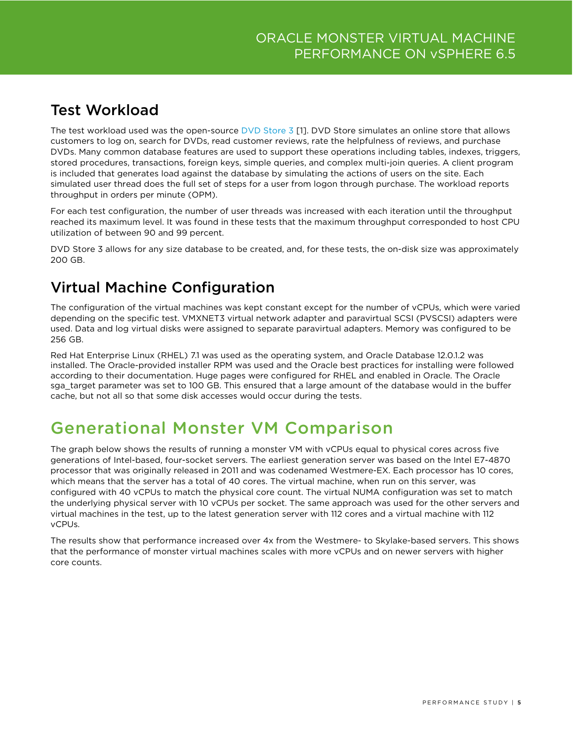## Test Workload

The test workload used was the open-source DVD Store 3 [1]. DVD Store simulates an online store that allows customers to log on, search for DVDs, read customer reviews, rate the helpfulness of reviews, and purchase DVDs. Many common database features are used to support these operations including tables, indexes, triggers, stored procedures, transactions, foreign keys, simple queries, and complex multi-join queries. A client program is included that generates load against the database by simulating the actions of users on the site. Each simulated user thread does the full set of steps for a user from logon through purchase. The workload reports throughput in orders per minute (OPM).

For each test configuration, the number of user threads was increased with each iteration until the throughput reached its maximum level. It was found in these tests that the maximum throughput corresponded to host CPU utilization of between 90 and 99 percent.

DVD Store 3 allows for any size database to be created, and, for these tests, the on-disk size was approximately 200 GB.

## Virtual Machine Configuration

The configuration of the virtual machines was kept constant except for the number of vCPUs, which were varied depending on the specific test. VMXNET3 virtual network adapter and paravirtual SCSI (PVSCSI) adapters were used. Data and log virtual disks were assigned to separate paravirtual adapters. Memory was configured to be 256 GB.

Red Hat Enterprise Linux (RHEL) 7.1 was used as the operating system, and Oracle Database 12.0.1.2 was installed. The Oracle-provided installer RPM was used and the Oracle best practices for installing were followed according to their documentation. Huge pages were configured for RHEL and enabled in Oracle. The Oracle sga_target parameter was set to 100 GB. This ensured that a large amount of the database would in the buffer cache, but not all so that some disk accesses would occur during the tests.

# Generational Monster VM Comparison

The graph below shows the results of running a monster VM with vCPUs equal to physical cores across five generations of Intel-based, four-socket servers. The earliest generation server was based on the Intel E7-4870 processor that was originally released in 2011 and was codenamed Westmere-EX. Each processor has 10 cores, which means that the server has a total of 40 cores. The virtual machine, when run on this server, was configured with 40 vCPUs to match the physical core count. The virtual NUMA configuration was set to match the underlying physical server with 10 vCPUs per socket. The same approach was used for the other servers and virtual machines in the test, up to the latest generation server with 112 cores and a virtual machine with 112 vCPUs.

The results show that performance increased over 4x from the Westmere- to Skylake-based servers. This shows that the performance of monster virtual machines scales with more vCPUs and on newer servers with higher core counts.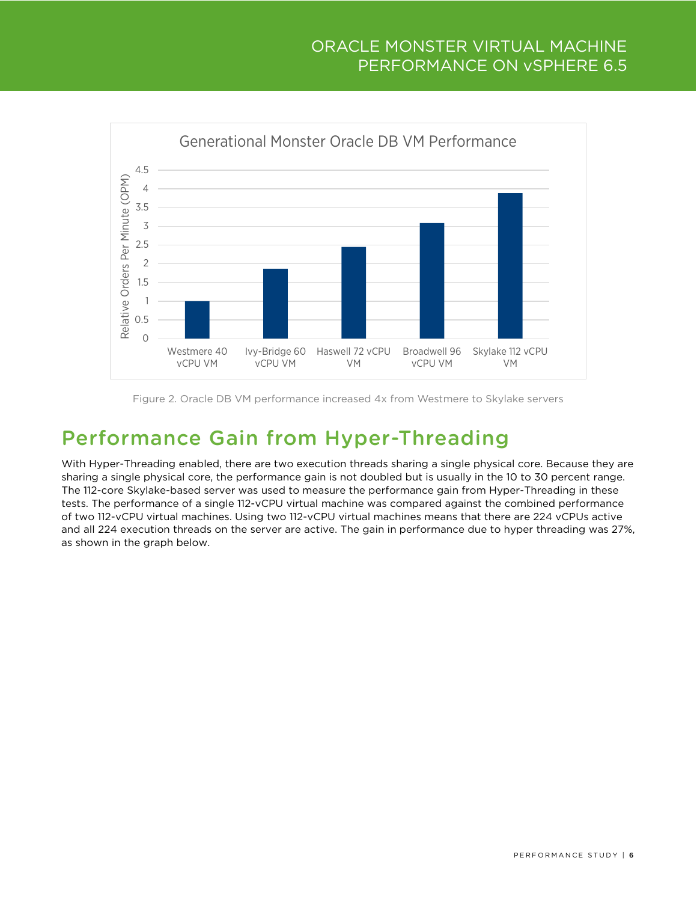Generational Monster Oracle DB VM Performance

Figure 2. Oracle DB VM performance increased 4x from Westmere to Skylake servers

## Performance Gain from Hyper-Threading

With Hyper-Threading enabled, there are two execution threads sharing a single physical core. Because they are sharing a single physical core, the performance gain is not doubled but is usually in the 10 to 30 percent range. The 112-core Skylake-based server was used to measure the performance gain from Hyper-Threading in these tests. The performance of a single 112-vCPU virtual machine was compared against the combined performance of two 112-vCPU virtual machines. Using two 112-vCPU virtual machines means that there are 224 vCPUs active and all 224 execution threads on the server are active. The gain in performance due to hyper threading was 27%, as shown in the graph below.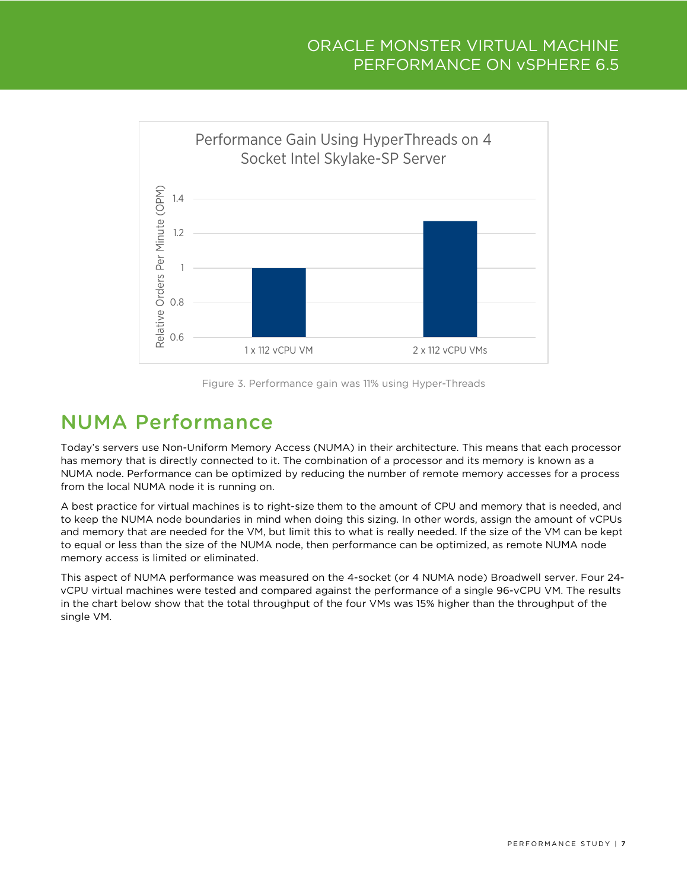Performance Gain Using HyperThreads on 4 Socket Intel Skylake-SP Server

Figure 3. Performance gain was 11% using Hyper-Threads

## NUMA Performance

Today's servers use Non-Uniform Memory Access (NUMA) in their architecture. This means that each processor has memory that is directly connected to it. The combination of a processor and its memory is known as a NUMA node. Performance can be optimized by reducing the number of remote memory accesses for a process from the local NUMA node it is running on.

A best practice for virtual machines is to right-size them to the amount of CPU and memory that is needed, and to keep the NUMA node boundaries in mind when doing this sizing. In other words, assign the amount of vCPUs and memory that are needed for the VM, but limit this to what is really needed. If the size of the VM can be kept to equal or less than the size of the NUMA node, then performance can be optimized, as remote NUMA node memory access is limited or eliminated.

This aspect of NUMA performance was measured on the 4-socket (or 4 NUMA node) Broadwell server. Four 24-vCPU virtual machines were tested and compared against the performance of a single 96-vCPU VM. The results in the chart below show that the total throughput of the four VMs was 15% higher than the throughput of the single VM.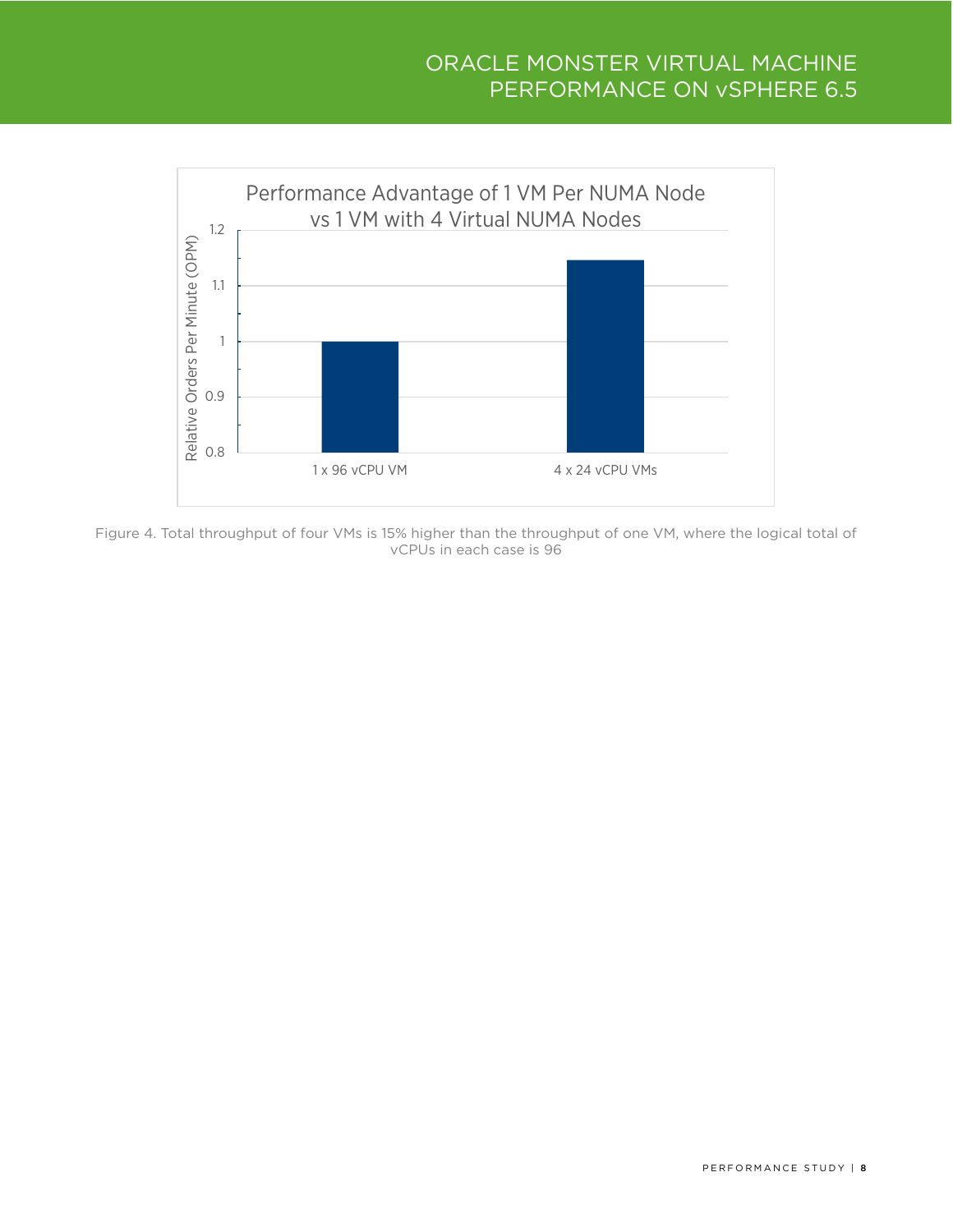Figure 4. Total throughput of four VMs is 15% higher than the throughput of one VM, where the logical total of vCPUs in each case is 96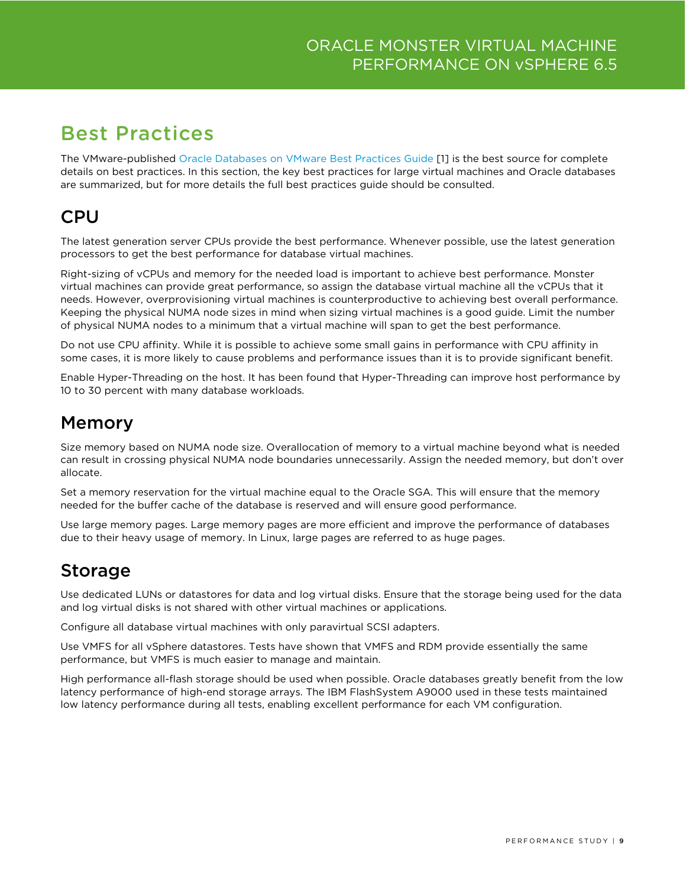# Best Practices

The VMware-published Oracle Databases on VMware Best Practices Guide [1] is the best source for complete details on best practices. In this section, the key best practices for large virtual machines and Oracle databases are summarized, but for more details the full best practices guide should be consulted.

## CPU

The latest generation server CPUs provide the best performance. Whenever possible, use the latest generation processors to get the best performance for database virtual machines.

Right-sizing of vCPUs and memory for the needed load is important to achieve best performance. Monster virtual machines can provide great performance, so assign the database virtual machine all the vCPUs that it needs. However, overprovisioning virtual machines is counterproductive to achieving best overall performance. Keeping the physical NUMA node sizes in mind when sizing virtual machines is a good guide. Limit the number of physical NUMA nodes to a minimum that a virtual machine will span to get the best performance.

Do not use CPU affinity. While it is possible to achieve some small gains in performance with CPU affinity in some cases, it is more likely to cause problems and performance issues than it is to provide significant benefit.

Enable Hyper-Threading on the host. It has been found that Hyper-Threading can improve host performance by 10 to 30 percent with many database workloads.

## Memory

Size memory based on NUMA node size. Overallocation of memory to a virtual machine beyond what is needed can result in crossing physical NUMA node boundaries unnecessarily. Assign the needed memory, but don't over allocate.

Set a memory reservation for the virtual machine equal to the Oracle SGA. This will ensure that the memory needed for the buffer cache of the database is reserved and will ensure good performance.

Use large memory pages. Large memory pages are more efficient and improve the performance of databases due to their heavy usage of memory. In Linux, large pages are referred to as huge pages.

## Storage

Use dedicated LUNs or datastores for data and log virtual disks. Ensure that the storage being used for the data and log virtual disks is not shared with other virtual machines or applications.

Configure all database virtual machines with only paravirtual SCSI adapters.

Use VMFS for all vSphere datastores. Tests have shown that VMFS and RDM provide essentially the same performance, but VMFS is much easier to manage and maintain.

High performance all-flash storage should be used when possible. Oracle databases greatly benefit from the low latency performance of high-end storage arrays. The IBM FlashSystem A9000 used in these tests maintained low latency performance during all tests, enabling excellent performance for each VM configuration.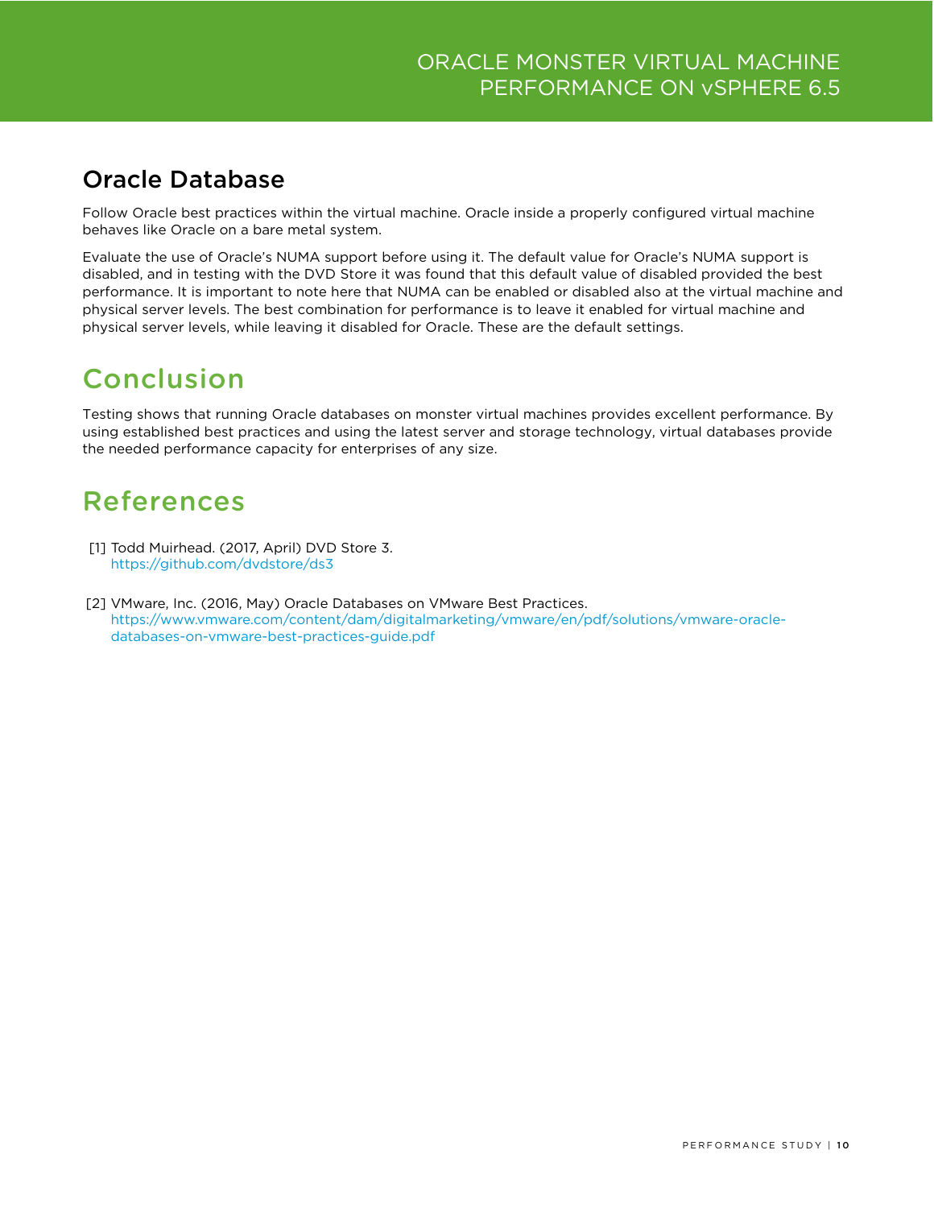## Oracle Database

Follow Oracle best practices within the virtual machine. Oracle inside a properly configured virtual machine behaves like Oracle on a bare metal system.

Evaluate the use of Oracle's NUMA support before using it. The default value for Oracle's NUMA support is disabled, and in testing with the DVD Store it was found that this default value of disabled provided the best performance. It is important to note here that NUMA can be enabled or disabled also at the virtual machine and physical server levels. The best combination for performance is to leave it enabled for virtual machine and physical server levels, while leaving it disabled for Oracle. These are the default settings.

# Conclusion

Testing shows that running Oracle databases on monster virtual machines provides excellent performance. By using established best practices and using the latest server and storage technology, virtual databases provide the needed performance capacity for enterprises of any size.

# References

[1] Todd Muirhead. (2017, April) DVD Store 3.
https://github.com/dvdstore/ds3

[2] VMware, Inc. (2016, May) Oracle Databases on VMware Best Practices.
https://www.vmware.com/content/dam/digitalmarketing/vmware/en/pdf/solutions/vmware-oracle-databases-on-vmware-best-practices-guide.pdf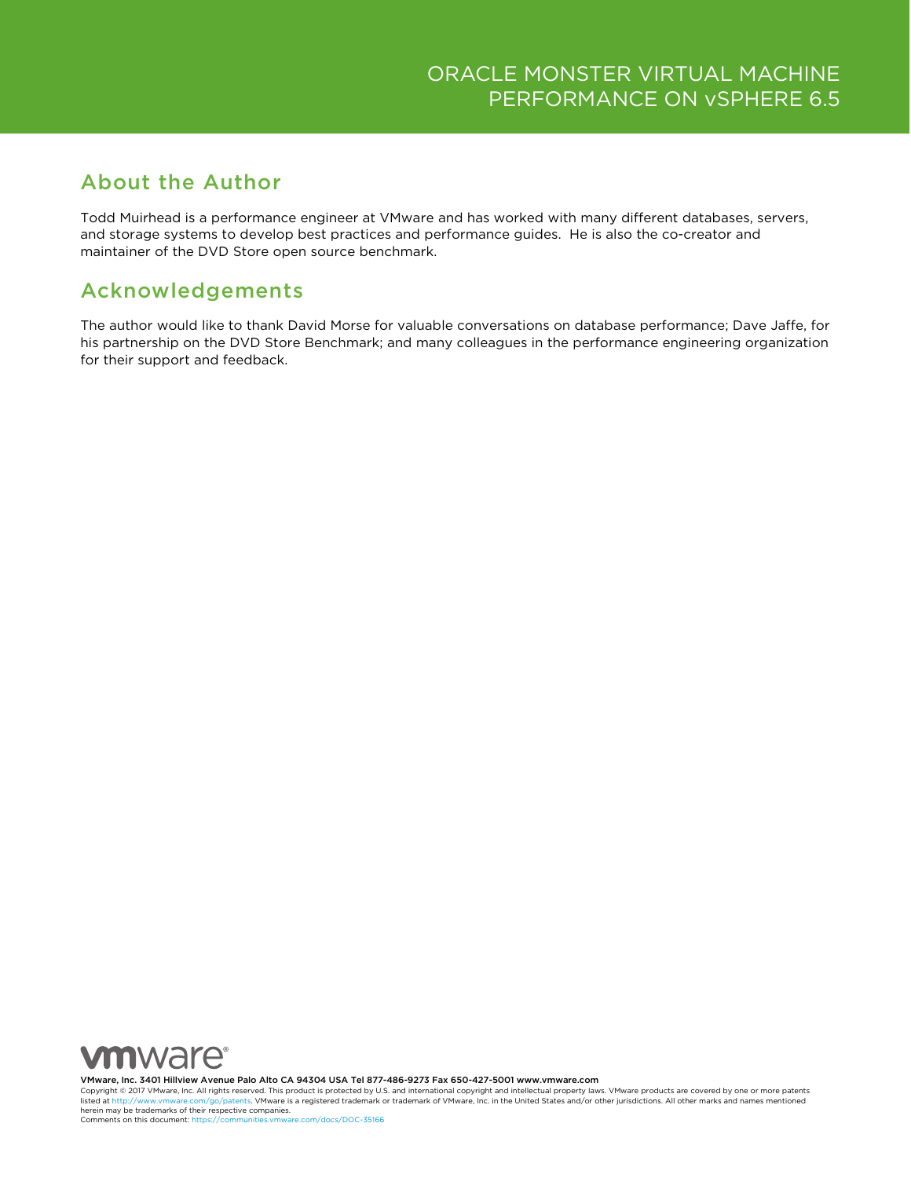## About the Author

Todd Muirhead is a performance engineer at VMware and has worked with many different databases, servers, and storage systems to develop best practices and performance guides. He is also the co-creator and maintainer of the DVD Store open source benchmark.

## Acknowledgements

The author would like to thank David Morse for valuable conversations on database performance; Dave Jaffe, for his partnership on the DVD Store Benchmark; and many colleagues in the performance engineering organization for their support and feedback.

**VMware, Inc. 3401 Hillview Avenue Palo Alto CA 94304 USA Tel 877-486-9273 Fax 650-427-5001 www.vmware.com**
Copyright © 2017 VMware, Inc. All rights reserved. This product is protected by U.S. and international copyright and intellectual property laws. VMware products are covered by one or more patents listed at http://www.vmware.com/go/patents. VMware is a registered trademark or trademark of VMware, Inc. in the United States and/or other jurisdictions. All other marks and names mentioned herein may be trademarks of their respective companies.
Comments on this document: https://communities.vmware.com/docs/DOC-35166